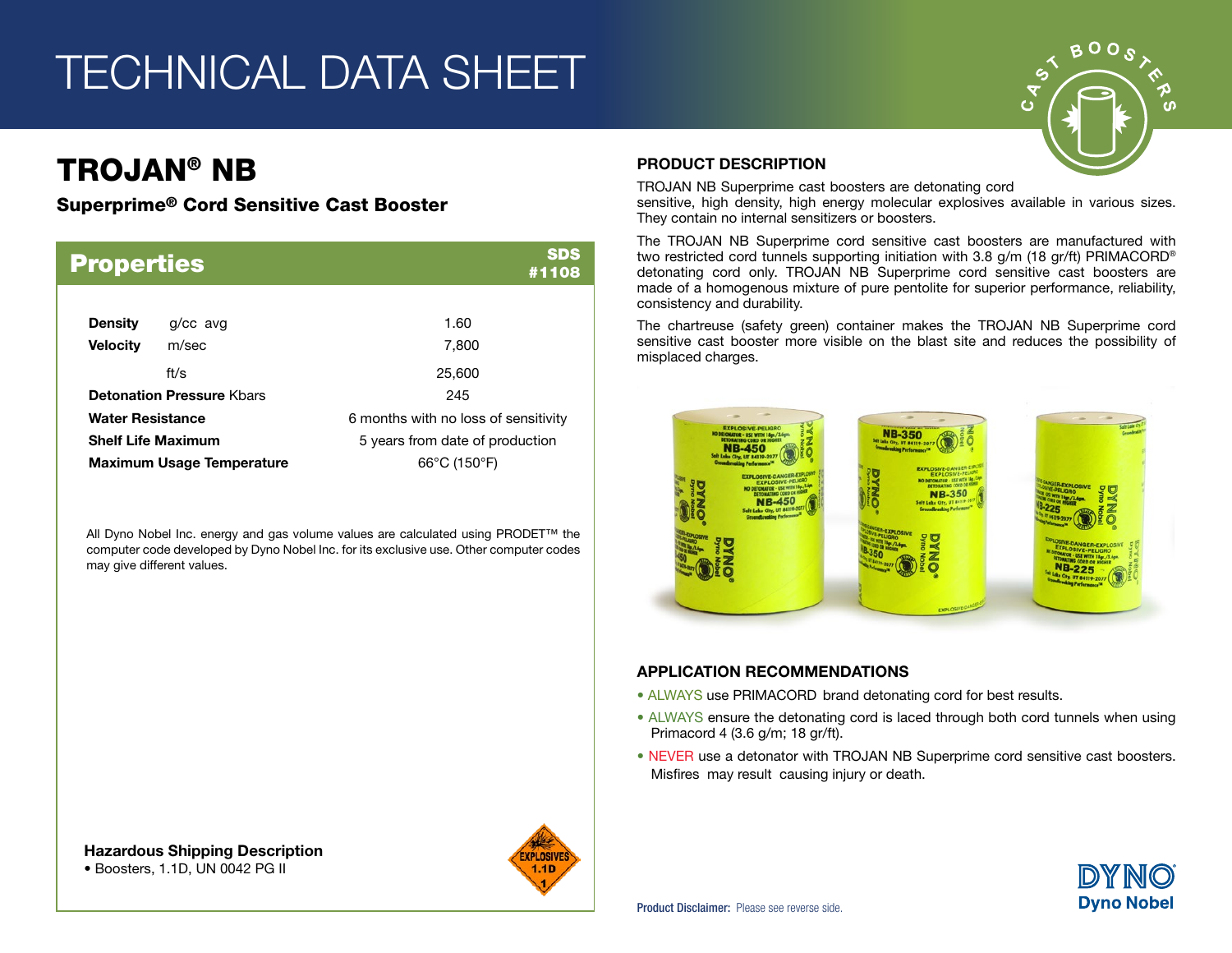# TECHNICAL DATA SHEET

## TROJAN® NB

### Superprime® Cord Sensitive Cast Booster

## Properties

SDS #1108

| Property | Unit | Value |
|---|---|---|
| **Density** | g/cc avg | 1.60 |
| **Velocity** | m/sec | 7,800 |
| | ft/s | 25,600 |
| **Detonation Pressure** | Kbars | 245 |
| **Water Resistance** | | 6 months with no loss of sensitivity |
| **Shelf Life Maximum** | | 5 years from date of production |
| **Maximum Usage Temperature** | | 66°C (150°F) |

All Dyno Nobel Inc. energy and gas volume values are calculated using PRODET™ the computer code developed by Dyno Nobel Inc. for its exclusive use. Other computer codes may give different values.

**Hazardous Shipping Description**

- Boosters, 1.1D, UN 0042 PG II

## PRODUCT DESCRIPTION

TROJAN NB Superprime cast boosters are detonating cord sensitive, high density, high energy molecular explosives available in various sizes. They contain no internal sensitizers or boosters.

The TROJAN NB Superprime cord sensitive cast boosters are manufactured with two restricted cord tunnels supporting initiation with 3.8 g/m (18 gr/ft) PRIMACORD® detonating cord only. TROJAN NB Superprime cord sensitive cast boosters are made of a homogenous mixture of pure pentolite for superior performance, reliability, consistency and durability.

The chartreuse (safety green) container makes the TROJAN NB Superprime cord sensitive cast booster more visible on the blast site and reduces the possibility of misplaced charges.

## APPLICATION RECOMMENDATIONS

- ALWAYS use PRIMACORD brand detonating cord for best results.
- ALWAYS ensure the detonating cord is laced through both cord tunnels when using Primacord 4 (3.6 g/m; 18 gr/ft).
- NEVER use a detonator with TROJAN NB Superprime cord sensitive cast boosters. Misfires may result causing injury or death.

**Product Disclaimer:** Please see reverse side.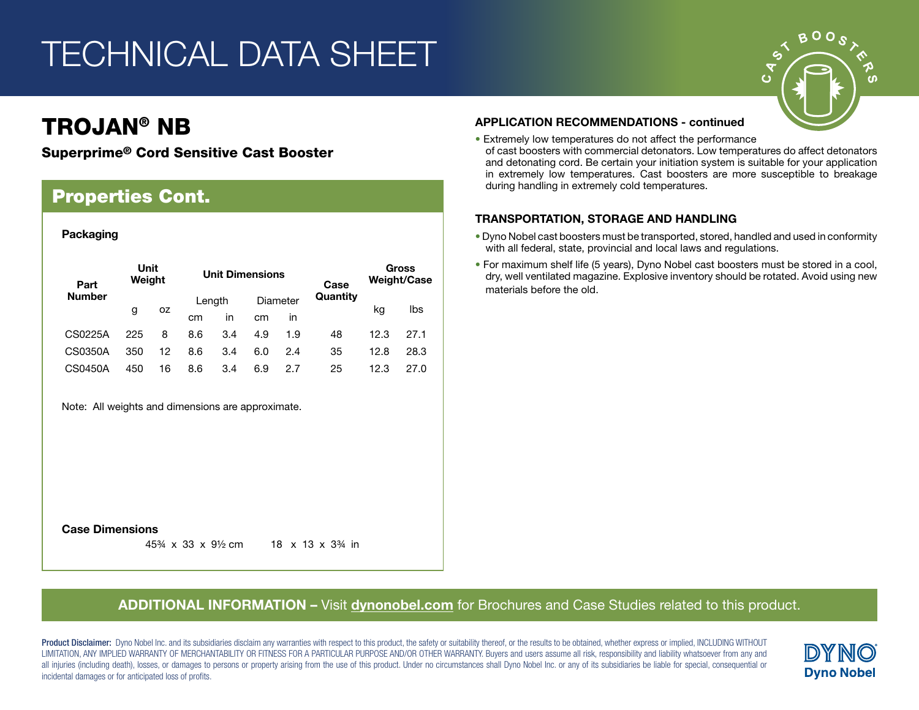# TECHNICAL DATA SHEET

## TROJAN® NB

**Superprime® Cord Sensitive Cast Booster**

## Properties Cont.

**Packaging**

| Part Number | Unit Weight | | Unit Dimensions | | | | Case Quantity | Gross Weight/Case | |
|---|---|---|---|---|---|---|---|---|---|
| | | | Length | | Diameter | | | | |
| | g | oz | cm | in | cm | in | | kg | lbs |
| CS0225A | 225 | 8 | 8.6 | 3.4 | 4.9 | 1.9 | 48 | 12.3 | 27.1 |
| CS0350A | 350 | 12 | 8.6 | 3.4 | 6.0 | 2.4 | 35 | 12.8 | 28.3 |
| CS0450A | 450 | 16 | 8.6 | 3.4 | 6.9 | 2.7 | 25 | 12.3 | 27.0 |

Note: All weights and dimensions are approximate.

**Case Dimensions**

45¾ x 33 x 9½ cm 18 x 13 x 3¾ in

### APPLICATION RECOMMENDATIONS - continued

- Extremely low temperatures do not affect the performance of cast boosters with commercial detonators. Low temperatures do affect detonators and detonating cord. Be certain your initiation system is suitable for your application in extremely low temperatures. Cast boosters are more susceptible to breakage during handling in extremely cold temperatures.

### TRANSPORTATION, STORAGE AND HANDLING

- Dyno Nobel cast boosters must be transported, stored, handled and used in conformity with all federal, state, provincial and local laws and regulations.
- For maximum shelf life (5 years), Dyno Nobel cast boosters must be stored in a cool, dry, well ventilated magazine. Explosive inventory should be rotated. Avoid using new materials before the old.

**ADDITIONAL INFORMATION –** Visit **dynonobel.com** for Brochures and Case Studies related to this product.

**Product Disclaimer:** Dyno Nobel Inc. and its subsidiaries disclaim any warranties with respect to this product, the safety or suitability thereof, or the results to be obtained, whether express or implied, INCLUDING WITHOUT LIMITATION, ANY IMPLIED WARRANTY OF MERCHANTABILITY OR FITNESS FOR A PARTICULAR PURPOSE AND/OR OTHER WARRANTY. Buyers and users assume all risk, responsibility and liability whatsoever from any and all injuries (including death), losses, or damages to persons or property arising from the use of this product. Under no circumstances shall Dyno Nobel Inc. or any of its subsidiaries be liable for special, consequential or incidental damages or for anticipated loss of profits.

DYNO Dyno Nobel